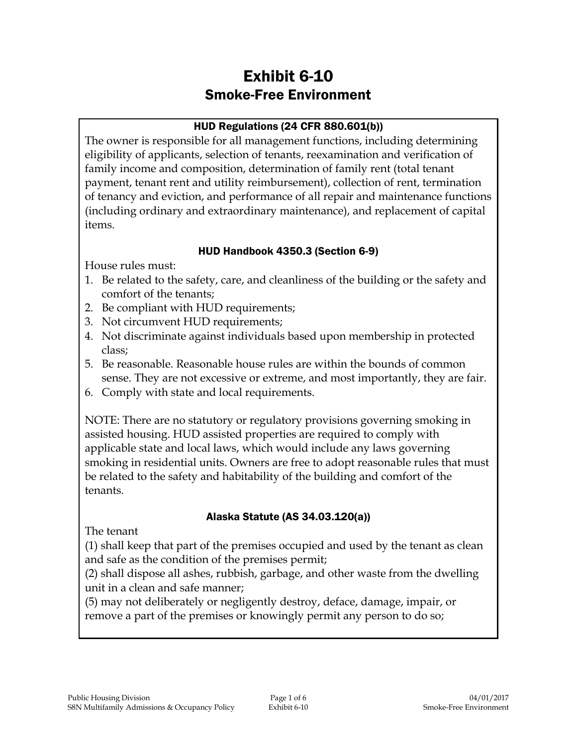# Exhibit 6-10

## Smoke-Free Environment

### HUD Regulations (24 CFR 880.601(b))

The owner is responsible for all management functions, including determining eligibility of applicants, selection of tenants, reexamination and verification of family income and composition, determination of family rent (total tenant payment, tenant rent and utility reimbursement), collection of rent, termination of tenancy and eviction, and performance of all repair and maintenance functions (including ordinary and extraordinary maintenance), and replacement of capital items.

### HUD Handbook 4350.3 (Section 6-9)

House rules must:

1. Be related to the safety, care, and cleanliness of the building or the safety and comfort of the tenants;
2. Be compliant with HUD requirements;
3. Not circumvent HUD requirements;
4. Not discriminate against individuals based upon membership in protected class;
5. Be reasonable. Reasonable house rules are within the bounds of common sense. They are not excessive or extreme, and most importantly, they are fair.
6. Comply with state and local requirements.

NOTE: There are no statutory or regulatory provisions governing smoking in assisted housing. HUD assisted properties are required to comply with applicable state and local laws, which would include any laws governing smoking in residential units. Owners are free to adopt reasonable rules that must be related to the safety and habitability of the building and comfort of the tenants.

### Alaska Statute (AS 34.03.120(a))

The tenant

(1) shall keep that part of the premises occupied and used by the tenant as clean and safe as the condition of the premises permit;

(2) shall dispose all ashes, rubbish, garbage, and other waste from the dwelling unit in a clean and safe manner;

(5) may not deliberately or negligently destroy, deface, damage, impair, or remove a part of the premises or knowingly permit any person to do so;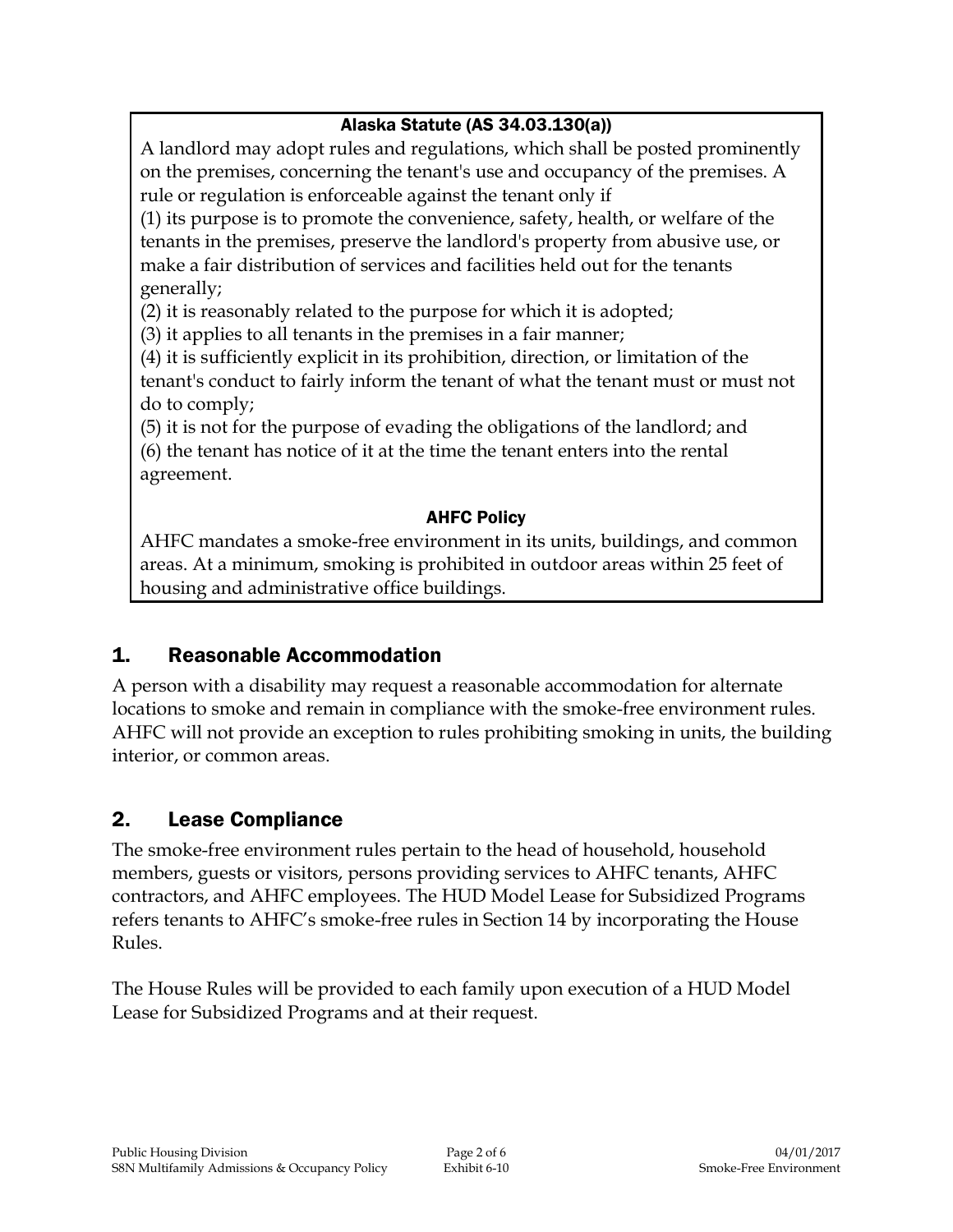**Alaska Statute (AS 34.03.130(a))**

A landlord may adopt rules and regulations, which shall be posted prominently on the premises, concerning the tenant's use and occupancy of the premises. A rule or regulation is enforceable against the tenant only if

(1) its purpose is to promote the convenience, safety, health, or welfare of the tenants in the premises, preserve the landlord's property from abusive use, or make a fair distribution of services and facilities held out for the tenants generally;

(2) it is reasonably related to the purpose for which it is adopted;

(3) it applies to all tenants in the premises in a fair manner;

(4) it is sufficiently explicit in its prohibition, direction, or limitation of the tenant's conduct to fairly inform the tenant of what the tenant must or must not do to comply;

(5) it is not for the purpose of evading the obligations of the landlord; and

(6) the tenant has notice of it at the time the tenant enters into the rental agreement.

**AHFC Policy**

AHFC mandates a smoke-free environment in its units, buildings, and common areas. At a minimum, smoking is prohibited in outdoor areas within 25 feet of housing and administrative office buildings.

## 1. Reasonable Accommodation

A person with a disability may request a reasonable accommodation for alternate locations to smoke and remain in compliance with the smoke-free environment rules. AHFC will not provide an exception to rules prohibiting smoking in units, the building interior, or common areas.

## 2. Lease Compliance

The smoke-free environment rules pertain to the head of household, household members, guests or visitors, persons providing services to AHFC tenants, AHFC contractors, and AHFC employees. The HUD Model Lease for Subsidized Programs refers tenants to AHFC's smoke-free rules in Section 14 by incorporating the House Rules.

The House Rules will be provided to each family upon execution of a HUD Model Lease for Subsidized Programs and at their request.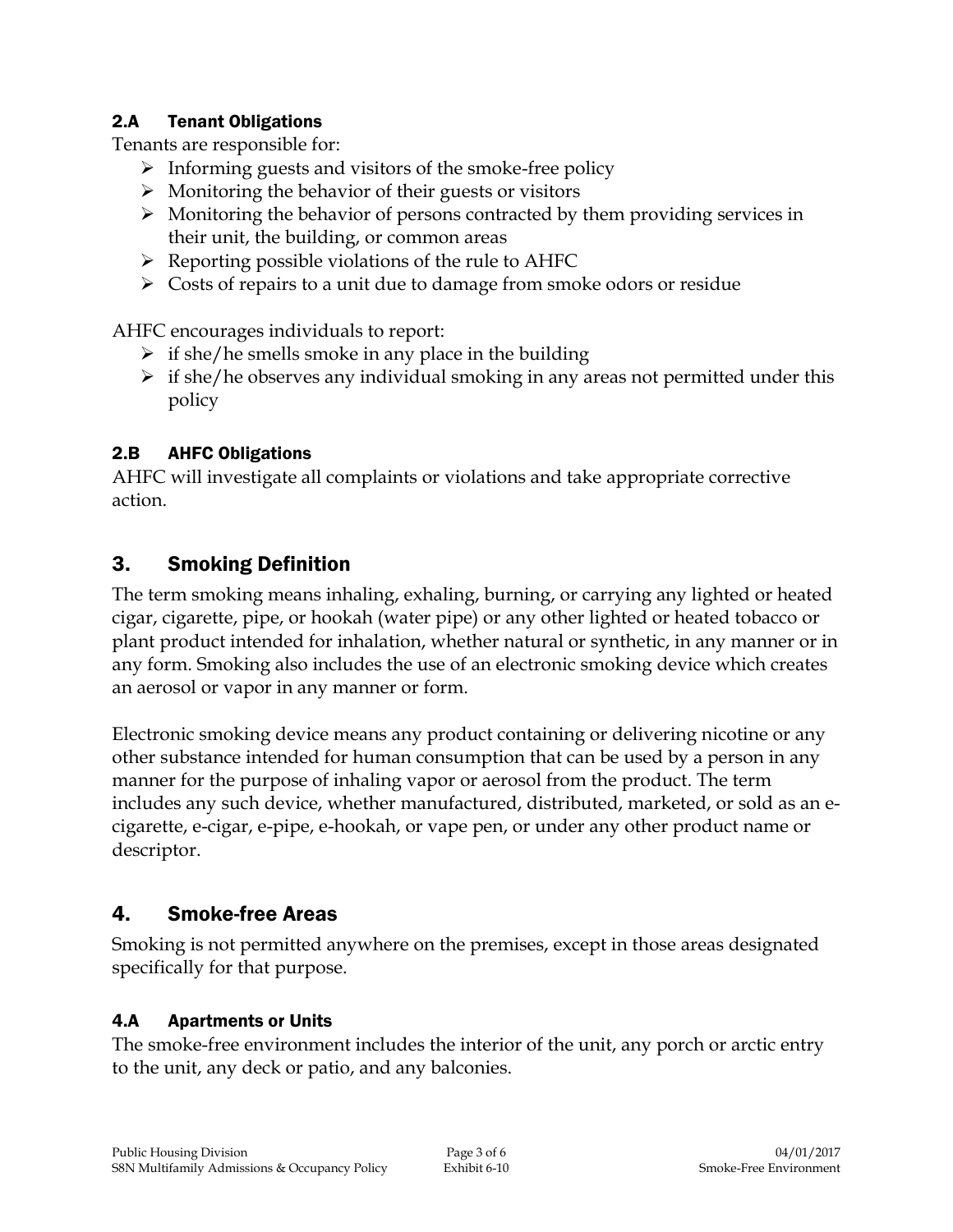### 2.A Tenant Obligations

Tenants are responsible for:

- Informing guests and visitors of the smoke-free policy
- Monitoring the behavior of their guests or visitors
- Monitoring the behavior of persons contracted by them providing services in their unit, the building, or common areas
- Reporting possible violations of the rule to AHFC
- Costs of repairs to a unit due to damage from smoke odors or residue

AHFC encourages individuals to report:

- if she/he smells smoke in any place in the building
- if she/he observes any individual smoking in any areas not permitted under this policy

### 2.B AHFC Obligations

AHFC will investigate all complaints or violations and take appropriate corrective action.

## 3. Smoking Definition

The term smoking means inhaling, exhaling, burning, or carrying any lighted or heated cigar, cigarette, pipe, or hookah (water pipe) or any other lighted or heated tobacco or plant product intended for inhalation, whether natural or synthetic, in any manner or in any form. Smoking also includes the use of an electronic smoking device which creates an aerosol or vapor in any manner or form.

Electronic smoking device means any product containing or delivering nicotine or any other substance intended for human consumption that can be used by a person in any manner for the purpose of inhaling vapor or aerosol from the product. The term includes any such device, whether manufactured, distributed, marketed, or sold as an e-cigarette, e-cigar, e-pipe, e-hookah, or vape pen, or under any other product name or descriptor.

## 4. Smoke-free Areas

Smoking is not permitted anywhere on the premises, except in those areas designated specifically for that purpose.

### 4.A Apartments or Units

The smoke-free environment includes the interior of the unit, any porch or arctic entry to the unit, any deck or patio, and any balconies.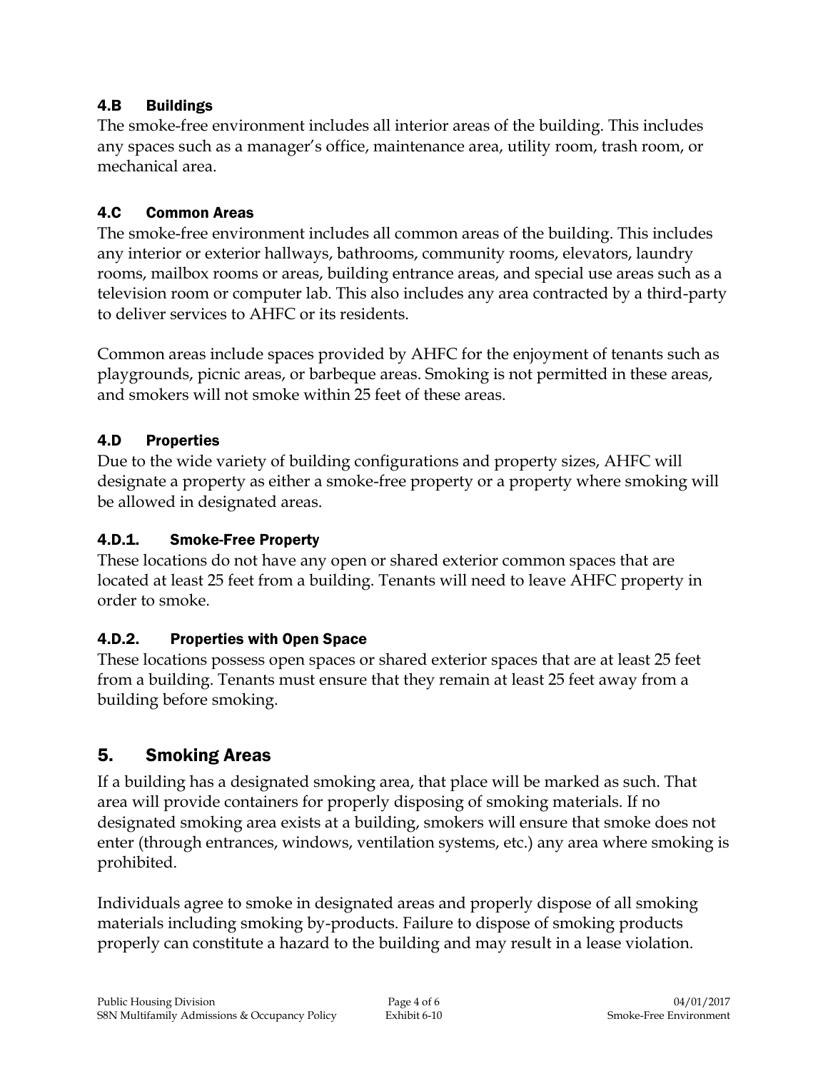### 4.B Buildings

The smoke-free environment includes all interior areas of the building. This includes any spaces such as a manager's office, maintenance area, utility room, trash room, or mechanical area.

### 4.C Common Areas

The smoke-free environment includes all common areas of the building. This includes any interior or exterior hallways, bathrooms, community rooms, elevators, laundry rooms, mailbox rooms or areas, building entrance areas, and special use areas such as a television room or computer lab. This also includes any area contracted by a third-party to deliver services to AHFC or its residents.

Common areas include spaces provided by AHFC for the enjoyment of tenants such as playgrounds, picnic areas, or barbeque areas. Smoking is not permitted in these areas, and smokers will not smoke within 25 feet of these areas.

### 4.D Properties

Due to the wide variety of building configurations and property sizes, AHFC will designate a property as either a smoke-free property or a property where smoking will be allowed in designated areas.

#### 4.D.1. Smoke-Free Property

These locations do not have any open or shared exterior common spaces that are located at least 25 feet from a building. Tenants will need to leave AHFC property in order to smoke.

#### 4.D.2. Properties with Open Space

These locations possess open spaces or shared exterior spaces that are at least 25 feet from a building. Tenants must ensure that they remain at least 25 feet away from a building before smoking.

## 5. Smoking Areas

If a building has a designated smoking area, that place will be marked as such. That area will provide containers for properly disposing of smoking materials. If no designated smoking area exists at a building, smokers will ensure that smoke does not enter (through entrances, windows, ventilation systems, etc.) any area where smoking is prohibited.

Individuals agree to smoke in designated areas and properly dispose of all smoking materials including smoking by-products. Failure to dispose of smoking products properly can constitute a hazard to the building and may result in a lease violation.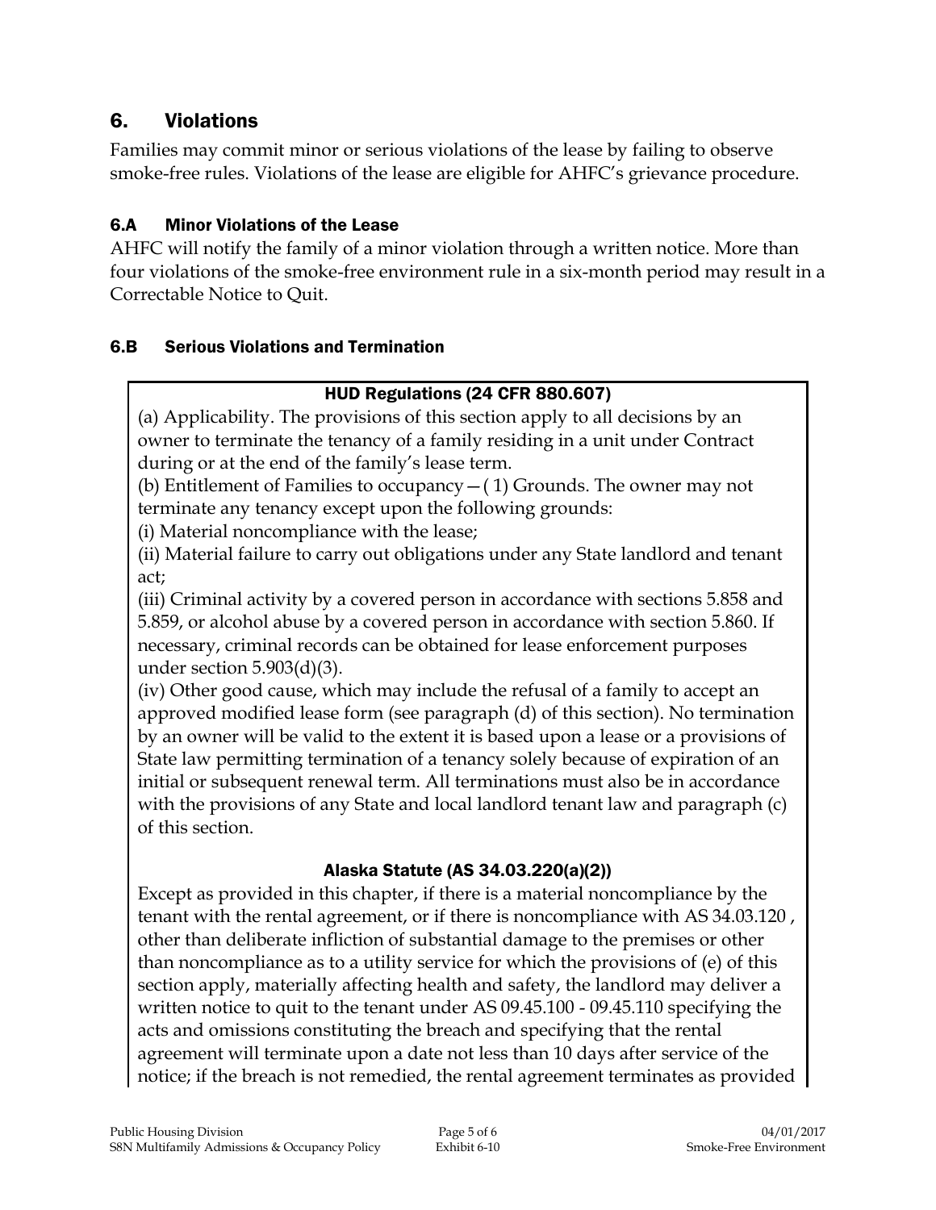## 6. Violations

Families may commit minor or serious violations of the lease by failing to observe smoke-free rules. Violations of the lease are eligible for AHFC's grievance procedure.

### 6.A Minor Violations of the Lease

AHFC will notify the family of a minor violation through a written notice. More than four violations of the smoke-free environment rule in a six-month period may result in a Correctable Notice to Quit.

### 6.B Serious Violations and Termination

**HUD Regulations (24 CFR 880.607)**

(a) Applicability. The provisions of this section apply to all decisions by an owner to terminate the tenancy of a family residing in a unit under Contract during or at the end of the family's lease term.

(b) Entitlement of Families to occupancy—( 1) Grounds. The owner may not terminate any tenancy except upon the following grounds:

(i) Material noncompliance with the lease;

(ii) Material failure to carry out obligations under any State landlord and tenant act;

(iii) Criminal activity by a covered person in accordance with sections 5.858 and 5.859, or alcohol abuse by a covered person in accordance with section 5.860. If necessary, criminal records can be obtained for lease enforcement purposes under section 5.903(d)(3).

(iv) Other good cause, which may include the refusal of a family to accept an approved modified lease form (see paragraph (d) of this section). No termination by an owner will be valid to the extent it is based upon a lease or a provisions of State law permitting termination of a tenancy solely because of expiration of an initial or subsequent renewal term. All terminations must also be in accordance with the provisions of any State and local landlord tenant law and paragraph (c) of this section.

**Alaska Statute (AS 34.03.220(a)(2))**

Except as provided in this chapter, if there is a material noncompliance by the tenant with the rental agreement, or if there is noncompliance with AS 34.03.120 , other than deliberate infliction of substantial damage to the premises or other than noncompliance as to a utility service for which the provisions of (e) of this section apply, materially affecting health and safety, the landlord may deliver a written notice to quit to the tenant under AS 09.45.100 - 09.45.110 specifying the acts and omissions constituting the breach and specifying that the rental agreement will terminate upon a date not less than 10 days after service of the notice; if the breach is not remedied, the rental agreement terminates as provided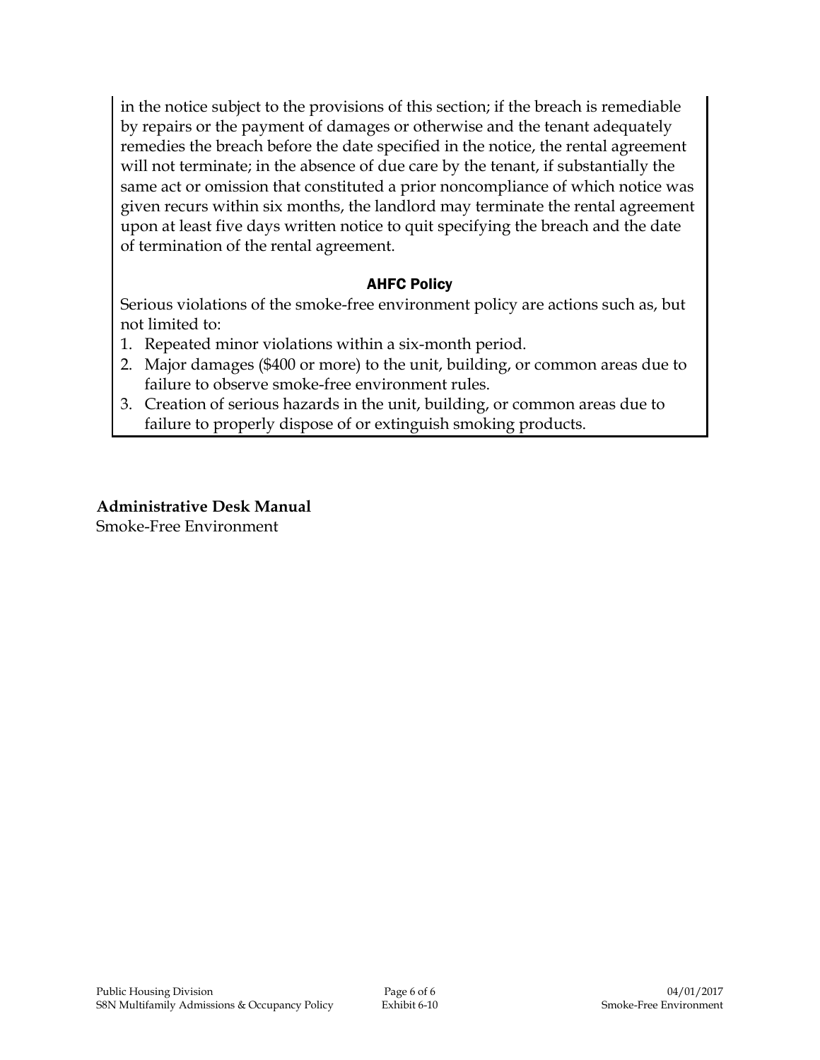in the notice subject to the provisions of this section; if the breach is remediable by repairs or the payment of damages or otherwise and the tenant adequately remedies the breach before the date specified in the notice, the rental agreement will not terminate; in the absence of due care by the tenant, if substantially the same act or omission that constituted a prior noncompliance of which notice was given recurs within six months, the landlord may terminate the rental agreement upon at least five days written notice to quit specifying the breach and the date of termination of the rental agreement.

**AHFC Policy**

Serious violations of the smoke-free environment policy are actions such as, but not limited to:

1. Repeated minor violations within a six-month period.
2. Major damages ($400 or more) to the unit, building, or common areas due to failure to observe smoke-free environment rules.
3. Creation of serious hazards in the unit, building, or common areas due to failure to properly dispose of or extinguish smoking products.

**Administrative Desk Manual**
Smoke-Free Environment